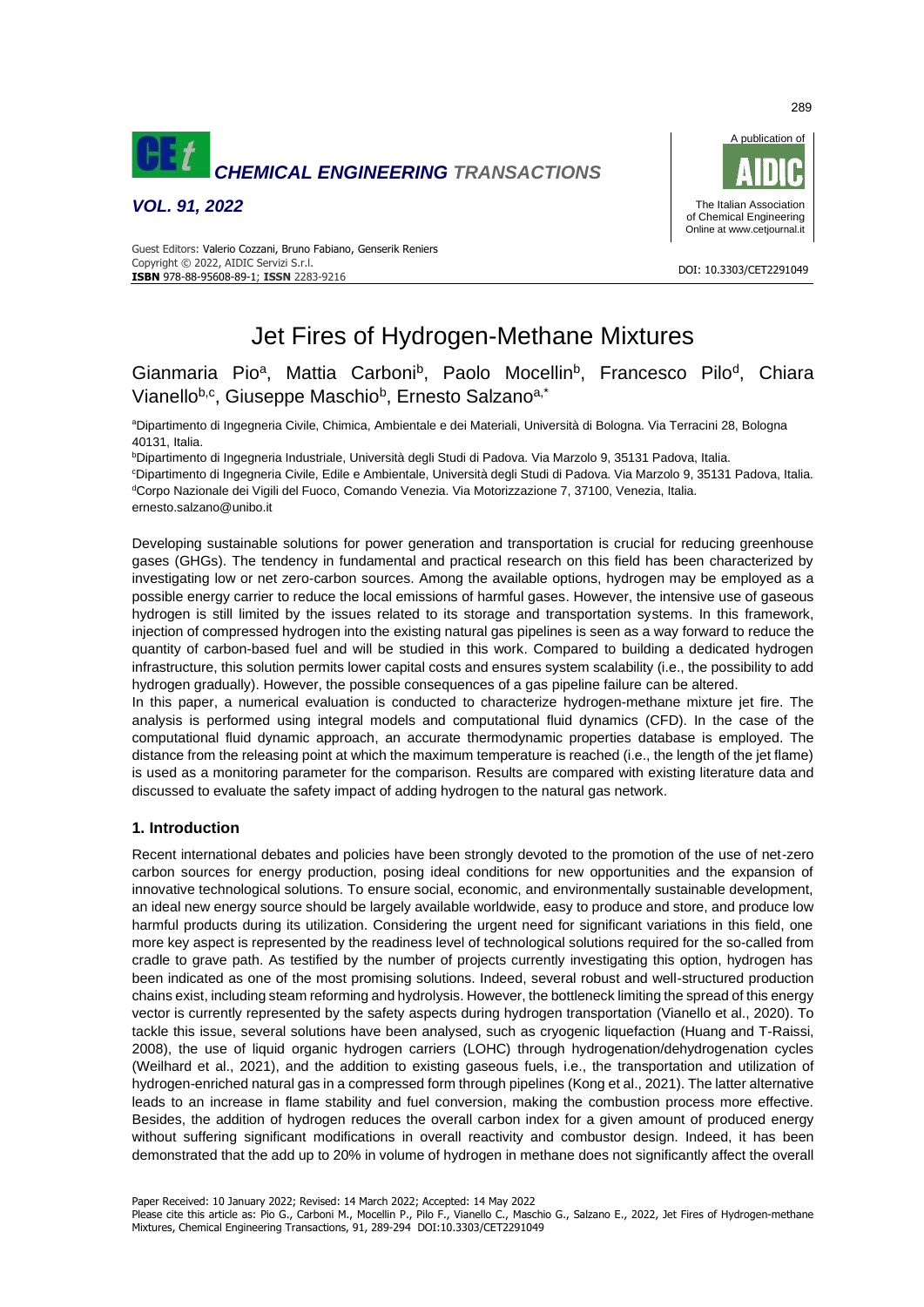# Jet Fires of Hydrogen-Methane Mixtures

Gianmaria Pio[a], Mattia Carboni[b], Paolo Mocellin[b], Francesco Pilo[d], Chiara Vianello[b,c], Giuseppe Maschio[b], Ernesto Salzano[a,*]

[a]Dipartimento di Ingegneria Civile, Chimica, Ambientale e dei Materiali, Università di Bologna. Via Terracini 28, Bologna 40131, Italia.
[b]Dipartimento di Ingegneria Industriale, Università degli Studi di Padova. Via Marzolo 9, 35131 Padova, Italia.
[c]Dipartimento di Ingegneria Civile, Edile e Ambientale, Università degli Studi di Padova. Via Marzolo 9, 35131 Padova, Italia.
[d]Corpo Nazionale dei Vigili del Fuoco, Comando Venezia. Via Motorizzazione 7, 37100, Venezia, Italia.
ernesto.salzano@unibo.it

Developing sustainable solutions for power generation and transportation is crucial for reducing greenhouse gases (GHGs). The tendency in fundamental and practical research on this field has been characterized by investigating low or net zero-carbon sources. Among the available options, hydrogen may be employed as a possible energy carrier to reduce the local emissions of harmful gases. However, the intensive use of gaseous hydrogen is still limited by the issues related to its storage and transportation systems. In this framework, injection of compressed hydrogen into the existing natural gas pipelines is seen as a way forward to reduce the quantity of carbon-based fuel and will be studied in this work. Compared to building a dedicated hydrogen infrastructure, this solution permits lower capital costs and ensures system scalability (i.e., the possibility to add hydrogen gradually). However, the possible consequences of a gas pipeline failure can be altered.

In this paper, a numerical evaluation is conducted to characterize hydrogen-methane mixture jet fire. The analysis is performed using integral models and computational fluid dynamics (CFD). In the case of the computational fluid dynamic approach, an accurate thermodynamic properties database is employed. The distance from the releasing point at which the maximum temperature is reached (i.e., the length of the jet flame) is used as a monitoring parameter for the comparison. Results are compared with existing literature data and discussed to evaluate the safety impact of adding hydrogen to the natural gas network.

## 1. Introduction

Recent international debates and policies have been strongly devoted to the promotion of the use of net-zero carbon sources for energy production, posing ideal conditions for new opportunities and the expansion of innovative technological solutions. To ensure social, economic, and environmentally sustainable development, an ideal new energy source should be largely available worldwide, easy to produce and store, and produce low harmful products during its utilization. Considering the urgent need for significant variations in this field, one more key aspect is represented by the readiness level of technological solutions required for the so-called from cradle to grave path. As testified by the number of projects currently investigating this option, hydrogen has been indicated as one of the most promising solutions. Indeed, several robust and well-structured production chains exist, including steam reforming and hydrolysis. However, the bottleneck limiting the spread of this energy vector is currently represented by the safety aspects during hydrogen transportation (Vianello et al., 2020). To tackle this issue, several solutions have been analysed, such as cryogenic liquefaction (Huang and T-Raissi, 2008), the use of liquid organic hydrogen carriers (LOHC) through hydrogenation/dehydrogenation cycles (Weilhard et al., 2021), and the addition to existing gaseous fuels, i.e., the transportation and utilization of hydrogen-enriched natural gas in a compressed form through pipelines (Kong et al., 2021). The latter alternative leads to an increase in flame stability and fuel conversion, making the combustion process more effective. Besides, the addition of hydrogen reduces the overall carbon index for a given amount of produced energy without suffering significant modifications in overall reactivity and combustor design. Indeed, it has been demonstrated that the add up to 20% in volume of hydrogen in methane does not significantly affect the overall

Paper Received: 10 January 2022; Revised: 14 March 2022; Accepted: 14 May 2022
Please cite this article as: Pio G., Carboni M., Mocellin P., Pilo F., Vianello C., Maschio G., Salzano E., 2022, Jet Fires of Hydrogen-methane Mixtures, Chemical Engineering Transactions, 91, 289-294 DOI:10.3303/CET2291049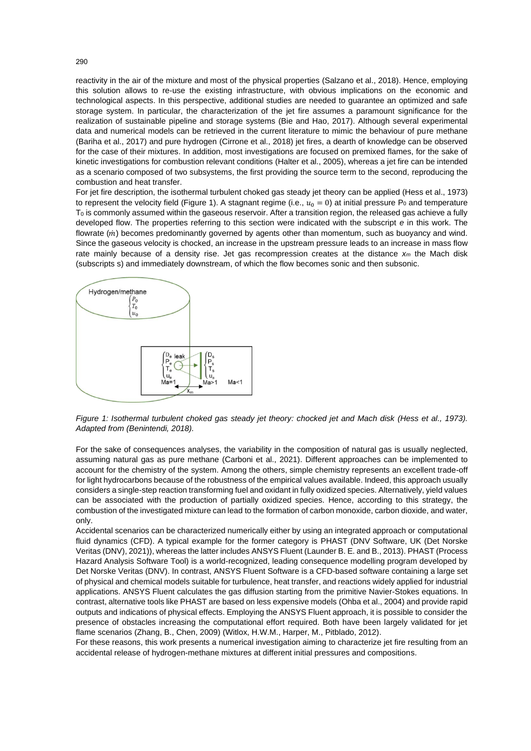reactivity in the air of the mixture and most of the physical properties (Salzano et al., 2018). Hence, employing this solution allows to re-use the existing infrastructure, with obvious implications on the economic and technological aspects. In this perspective, additional studies are needed to guarantee an optimized and safe storage system. In particular, the characterization of the jet fire assumes a paramount significance for the realization of sustainable pipeline and storage systems (Bie and Hao, 2017). Although several experimental data and numerical models can be retrieved in the current literature to mimic the behaviour of pure methane (Bariha et al., 2017) and pure hydrogen (Cirrone et al., 2018) jet fires, a dearth of knowledge can be observed for the case of their mixtures. In addition, most investigations are focused on premixed flames, for the sake of kinetic investigations for combustion relevant conditions (Halter et al., 2005), whereas a jet fire can be intended as a scenario composed of two subsystems, the first providing the source term to the second, reproducing the combustion and heat transfer.

For jet fire description, the isothermal turbulent choked gas steady jet theory can be applied (Hess et al., 1973) to represent the velocity field (Figure 1). A stagnant regime (i.e., $u_0 = 0$) at initial pressure $P_0$ and temperature $T_0$ is commonly assumed within the gaseous reservoir. After a transition region, the released gas achieve a fully developed flow. The properties referring to this section were indicated with the subscript *e* in this work. The flowrate ($\dot{m}$) becomes predominantly governed by agents other than momentum, such as buoyancy and wind. Since the gaseous velocity is chocked, an increase in the upstream pressure leads to an increase in mass flow rate mainly because of a density rise. Jet gas recompression creates at the distance $x_m$ the Mach disk (subscripts s) and immediately downstream, of which the flow becomes sonic and then subsonic.

*Figure 1: Isothermal turbulent choked gas steady jet theory: chocked jet and Mach disk (Hess et al., 1973). Adapted from (Benintendi, 2018).*

For the sake of consequences analyses, the variability in the composition of natural gas is usually neglected, assuming natural gas as pure methane (Carboni et al., 2021). Different approaches can be implemented to account for the chemistry of the system. Among the others, simple chemistry represents an excellent trade-off for light hydrocarbons because of the robustness of the empirical values available. Indeed, this approach usually considers a single-step reaction transforming fuel and oxidant in fully oxidized species. Alternatively, yield values can be associated with the production of partially oxidized species. Hence, according to this strategy, the combustion of the investigated mixture can lead to the formation of carbon monoxide, carbon dioxide, and water, only.

Accidental scenarios can be characterized numerically either by using an integrated approach or computational fluid dynamics (CFD). A typical example for the former category is PHAST (DNV Software, UK (Det Norske Veritas (DNV), 2021)), whereas the latter includes ANSYS Fluent (Launder B. E. and B., 2013). PHAST (Process Hazard Analysis Software Tool) is a world-recognized, leading consequence modelling program developed by Det Norske Veritas (DNV). In contrast, ANSYS Fluent Software is a CFD-based software containing a large set of physical and chemical models suitable for turbulence, heat transfer, and reactions widely applied for industrial applications. ANSYS Fluent calculates the gas diffusion starting from the primitive Navier-Stokes equations. In contrast, alternative tools like PHAST are based on less expensive models (Ohba et al., 2004) and provide rapid outputs and indications of physical effects. Employing the ANSYS Fluent approach, it is possible to consider the presence of obstacles increasing the computational effort required. Both have been largely validated for jet flame scenarios (Zhang, B., Chen, 2009) (Witlox, H.W.M., Harper, M., Pitblado, 2012).

For these reasons, this work presents a numerical investigation aiming to characterize jet fire resulting from an accidental release of hydrogen-methane mixtures at different initial pressures and compositions.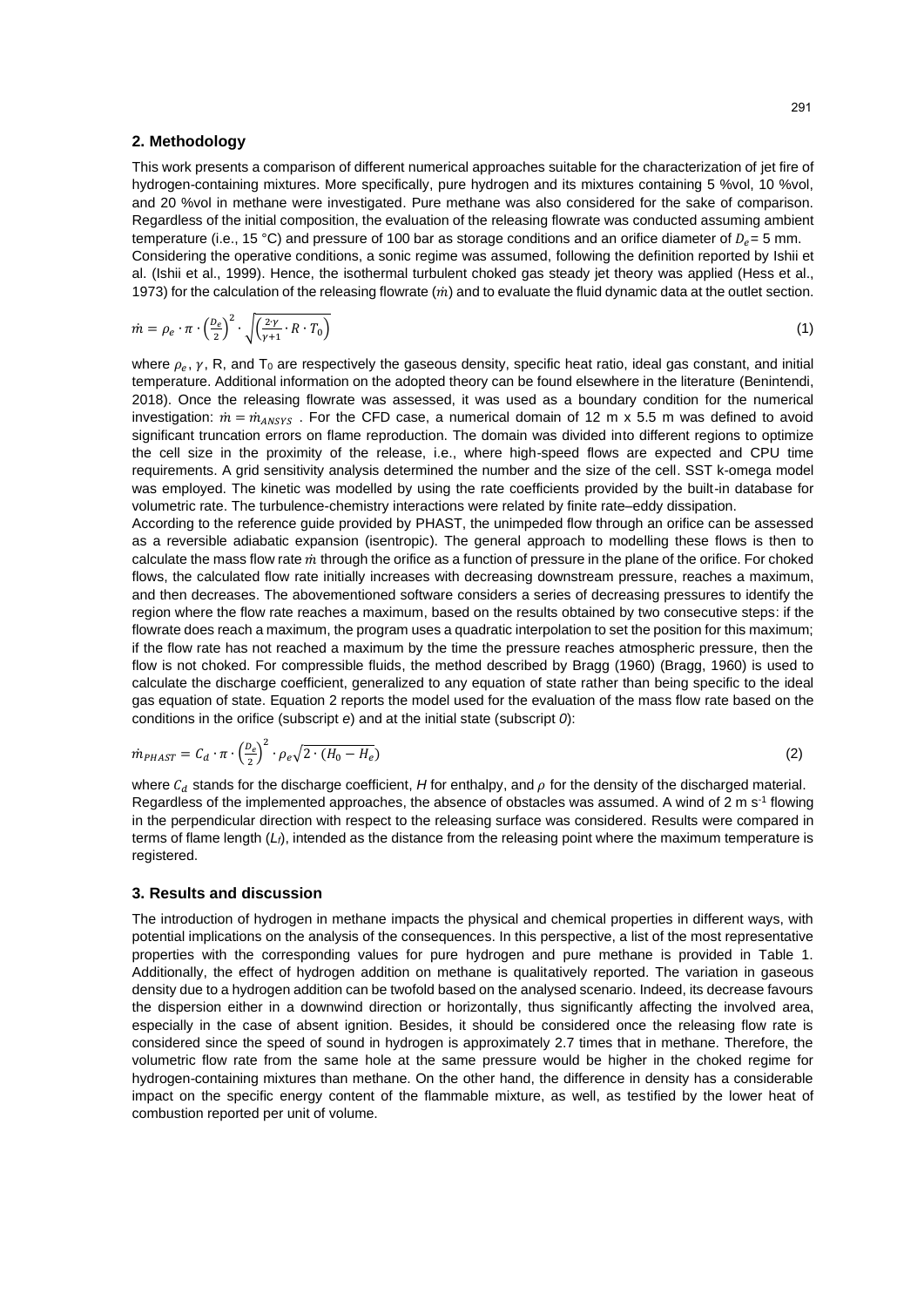## 2. Methodology

This work presents a comparison of different numerical approaches suitable for the characterization of jet fire of hydrogen-containing mixtures. More specifically, pure hydrogen and its mixtures containing 5 %vol, 10 %vol, and 20 %vol in methane were investigated. Pure methane was also considered for the sake of comparison. Regardless of the initial composition, the evaluation of the releasing flowrate was conducted assuming ambient temperature (i.e., 15 °C) and pressure of 100 bar as storage conditions and an orifice diameter of $D_e$ = 5 mm.
Considering the operative conditions, a sonic regime was assumed, following the definition reported by Ishii et al. (Ishii et al., 1999). Hence, the isothermal turbulent choked gas steady jet theory was applied (Hess et al., 1973) for the calculation of the releasing flowrate ($\dot{m}$) and to evaluate the fluid dynamic data at the outlet section.

$$\dot{m} = \rho_e \cdot \pi \cdot \left(\frac{D_e}{2}\right)^2 \cdot \sqrt{\left(\frac{2 \cdot \gamma}{\gamma + 1} \cdot R \cdot T_0\right)} \tag{1}$$

where $\rho_e$, $\gamma$, R, and $T_0$ are respectively the gaseous density, specific heat ratio, ideal gas constant, and initial temperature. Additional information on the adopted theory can be found elsewhere in the literature (Benintendi, 2018). Once the releasing flowrate was assessed, it was used as a boundary condition for the numerical investigation: $\dot{m} = \dot{m}_{ANSYS}$ . For the CFD case, a numerical domain of 12 m x 5.5 m was defined to avoid significant truncation errors on flame reproduction. The domain was divided into different regions to optimize the cell size in the proximity of the release, i.e., where high-speed flows are expected and CPU time requirements. A grid sensitivity analysis determined the number and the size of the cell. SST k-omega model was employed. The kinetic was modelled by using the rate coefficients provided by the built-in database for volumetric rate. The turbulence-chemistry interactions were related by finite rate–eddy dissipation.
According to the reference guide provided by PHAST, the unimpeded flow through an orifice can be assessed as a reversible adiabatic expansion (isentropic). The general approach to modelling these flows is then to calculate the mass flow rate $\dot{m}$ through the orifice as a function of pressure in the plane of the orifice. For choked flows, the calculated flow rate initially increases with decreasing downstream pressure, reaches a maximum, and then decreases. The abovementioned software considers a series of decreasing pressures to identify the region where the flow rate reaches a maximum, based on the results obtained by two consecutive steps: if the flowrate does reach a maximum, the program uses a quadratic interpolation to set the position for this maximum; if the flow rate has not reached a maximum by the time the pressure reaches atmospheric pressure, then the flow is not choked. For compressible fluids, the method described by Bragg (1960) (Bragg, 1960) is used to calculate the discharge coefficient, generalized to any equation of state rather than being specific to the ideal gas equation of state. Equation 2 reports the model used for the evaluation of the mass flow rate based on the conditions in the orifice (subscript *e*) and at the initial state (subscript *0*):

$$\dot{m}_{PHAST} = C_d \cdot \pi \cdot \left(\frac{D_e}{2}\right)^2 \cdot \rho_e \sqrt{2 \cdot (H_0 - H_e)} \tag{2}$$

where $C_d$ stands for the discharge coefficient, *H* for enthalpy, and $\rho$ for the density of the discharged material.
Regardless of the implemented approaches, the absence of obstacles was assumed. A wind of 2 m $s^{-1}$ flowing in the perpendicular direction with respect to the releasing surface was considered. Results were compared in terms of flame length ($L_f$), intended as the distance from the releasing point where the maximum temperature is registered.

## 3. Results and discussion

The introduction of hydrogen in methane impacts the physical and chemical properties in different ways, with potential implications on the analysis of the consequences. In this perspective, a list of the most representative properties with the corresponding values for pure hydrogen and pure methane is provided in Table 1. Additionally, the effect of hydrogen addition on methane is qualitatively reported. The variation in gaseous density due to a hydrogen addition can be twofold based on the analysed scenario. Indeed, its decrease favours the dispersion either in a downwind direction or horizontally, thus significantly affecting the involved area, especially in the case of absent ignition. Besides, it should be considered once the releasing flow rate is considered since the speed of sound in hydrogen is approximately 2.7 times that in methane. Therefore, the volumetric flow rate from the same hole at the same pressure would be higher in the choked regime for hydrogen-containing mixtures than methane. On the other hand, the difference in density has a considerable impact on the specific energy content of the flammable mixture, as well, as testified by the lower heat of combustion reported per unit of volume.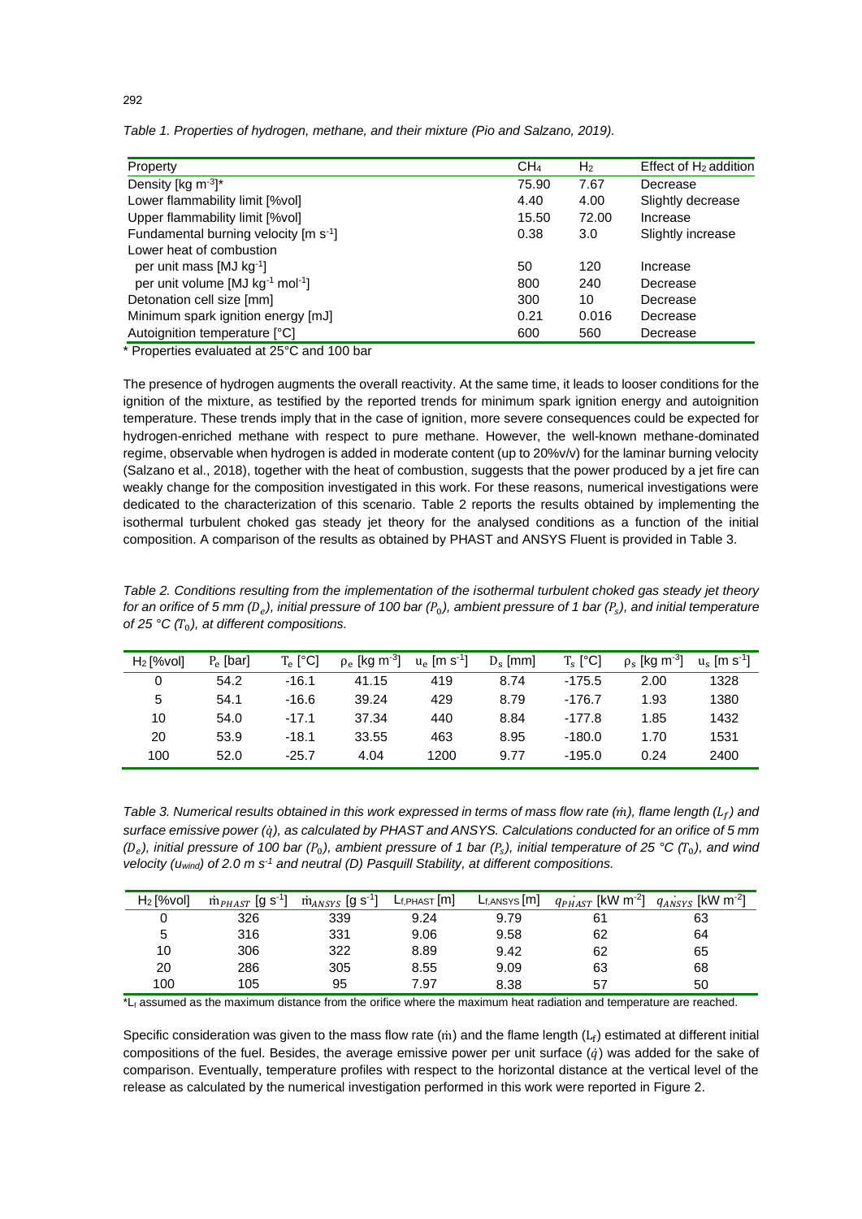*Table 1. Properties of hydrogen, methane, and their mixture (Pio and Salzano, 2019).*

| Property | $CH_4$ | $H_2$ | Effect of $H_2$ addition |
|---|---|---|---|
| Density [kg m$^{-3}$]* | 75.90 | 7.67 | Decrease |
| Lower flammability limit [%vol] | 4.40 | 4.00 | Slightly decrease |
| Upper flammability limit [%vol] | 15.50 | 72.00 | Increase |
| Fundamental burning velocity [m s$^{-1}$] | 0.38 | 3.0 | Slightly increase |
| Lower heat of combustion | | | |
| per unit mass [MJ kg$^{-1}$] | 50 | 120 | Increase |
| per unit volume [MJ kg$^{-1}$ mol$^{-1}$] | 800 | 240 | Decrease |
| Detonation cell size [mm] | 300 | 10 | Decrease |
| Minimum spark ignition energy [mJ] | 0.21 | 0.016 | Decrease |
| Autoignition temperature [°C] | 600 | 560 | Decrease |

* Properties evaluated at 25°C and 100 bar

The presence of hydrogen augments the overall reactivity. At the same time, it leads to looser conditions for the ignition of the mixture, as testified by the reported trends for minimum spark ignition energy and autoignition temperature. These trends imply that in the case of ignition, more severe consequences could be expected for hydrogen-enriched methane with respect to pure methane. However, the well-known methane-dominated regime, observable when hydrogen is added in moderate content (up to 20%v/v) for the laminar burning velocity (Salzano et al., 2018), together with the heat of combustion, suggests that the power produced by a jet fire can weakly change for the composition investigated in this work. For these reasons, numerical investigations were dedicated to the characterization of this scenario. Table 2 reports the results obtained by implementing the isothermal turbulent choked gas steady jet theory for the analysed conditions as a function of the initial composition. A comparison of the results as obtained by PHAST and ANSYS Fluent is provided in Table 3.

*Table 2. Conditions resulting from the implementation of the isothermal turbulent choked gas steady jet theory for an orifice of 5 mm ($D_e$), initial pressure of 100 bar ($P_0$), ambient pressure of 1 bar ($P_s$), and initial temperature of 25 °C ($T_0$), at different compositions.*

| $H_2$ [%vol] | $P_e$ [bar] | $T_e$ [°C] | $\rho_e$ [kg m$^{-3}$] | $u_e$ [m s$^{-1}$] | $D_s$ [mm] | $T_s$ [°C] | $\rho_s$ [kg m$^{-3}$] | $u_s$ [m s$^{-1}$] |
|---|---|---|---|---|---|---|---|---|
| 0 | 54.2 | -16.1 | 41.15 | 419 | 8.74 | -175.5 | 2.00 | 1328 |
| 5 | 54.1 | -16.6 | 39.24 | 429 | 8.79 | -176.7 | 1.93 | 1380 |
| 10 | 54.0 | -17.1 | 37.34 | 440 | 8.84 | -177.8 | 1.85 | 1432 |
| 20 | 53.9 | -18.1 | 33.55 | 463 | 8.95 | -180.0 | 1.70 | 1531 |
| 100 | 52.0 | -25.7 | 4.04 | 1200 | 9.77 | -195.0 | 0.24 | 2400 |

*Table 3. Numerical results obtained in this work expressed in terms of mass flow rate ($\dot{m}$), flame length ($L_f$) and surface emissive power ($\dot{q}$), as calculated by PHAST and ANSYS. Calculations conducted for an orifice of 5 mm ($D_e$), initial pressure of 100 bar ($P_0$), ambient pressure of 1 bar ($P_s$), initial temperature of 25 °C ($T_0$), and wind velocity ($u_{wind}$) of 2.0 m s$^{-1}$ and neutral (D) Pasquill Stability, at different compositions.*

| $H_2$ [%vol] | $\dot{m}_{PHAST}$ [g s$^{-1}$] | $\dot{m}_{ANSYS}$ [g s$^{-1}$] | $L_{f,PHAST}$ [m] | $L_{f,ANSYS}$ [m] | $\dot{q}_{PHAST}$ [kW m$^{-2}$] | $\dot{q}_{ANSYS}$ [kW m$^{-2}$] |
|---|---|---|---|---|---|---|
| 0 | 326 | 339 | 9.24 | 9.79 | 61 | 63 |
| 5 | 316 | 331 | 9.06 | 9.58 | 62 | 64 |
| 10 | 306 | 322 | 8.89 | 9.42 | 62 | 65 |
| 20 | 286 | 305 | 8.55 | 9.09 | 63 | 68 |
| 100 | 105 | 95 | 7.97 | 8.38 | 57 | 50 |

*$L_f$ assumed as the maximum distance from the orifice where the maximum heat radiation and temperature are reached.

Specific consideration was given to the mass flow rate ($\dot{m}$) and the flame length ($L_f$) estimated at different initial compositions of the fuel. Besides, the average emissive power per unit surface ($\dot{q}$) was added for the sake of comparison. Eventually, temperature profiles with respect to the horizontal distance at the vertical level of the release as calculated by the numerical investigation performed in this work were reported in Figure 2.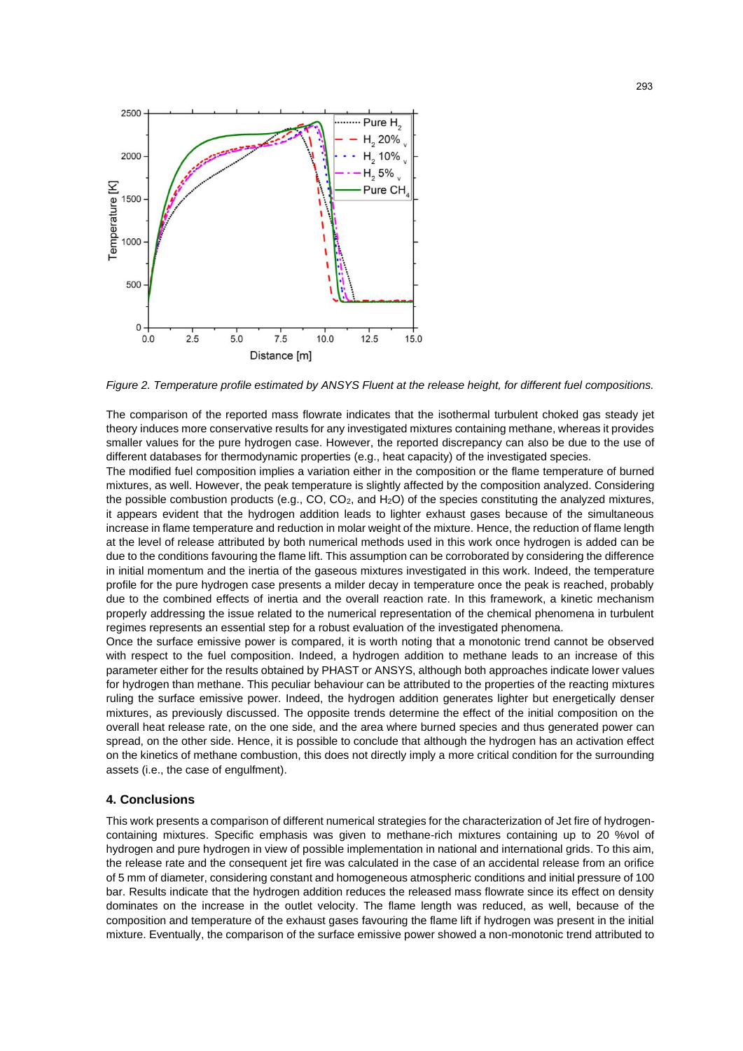*Figure 2. Temperature profile estimated by ANSYS Fluent at the release height, for different fuel compositions.*

The comparison of the reported mass flowrate indicates that the isothermal turbulent choked gas steady jet theory induces more conservative results for any investigated mixtures containing methane, whereas it provides smaller values for the pure hydrogen case. However, the reported discrepancy can also be due to the use of different databases for thermodynamic properties (e.g., heat capacity) of the investigated species.

The modified fuel composition implies a variation either in the composition or the flame temperature of burned mixtures, as well. However, the peak temperature is slightly affected by the composition analyzed. Considering the possible combustion products (e.g., CO, $CO_2$, and $H_2O$) of the species constituting the analyzed mixtures, it appears evident that the hydrogen addition leads to lighter exhaust gases because of the simultaneous increase in flame temperature and reduction in molar weight of the mixture. Hence, the reduction of flame length at the level of release attributed by both numerical methods used in this work once hydrogen is added can be due to the conditions favouring the flame lift. This assumption can be corroborated by considering the difference in initial momentum and the inertia of the gaseous mixtures investigated in this work. Indeed, the temperature profile for the pure hydrogen case presents a milder decay in temperature once the peak is reached, probably due to the combined effects of inertia and the overall reaction rate. In this framework, a kinetic mechanism properly addressing the issue related to the numerical representation of the chemical phenomena in turbulent regimes represents an essential step for a robust evaluation of the investigated phenomena.

Once the surface emissive power is compared, it is worth noting that a monotonic trend cannot be observed with respect to the fuel composition. Indeed, a hydrogen addition to methane leads to an increase of this parameter either for the results obtained by PHAST or ANSYS, although both approaches indicate lower values for hydrogen than methane. This peculiar behaviour can be attributed to the properties of the reacting mixtures ruling the surface emissive power. Indeed, the hydrogen addition generates lighter but energetically denser mixtures, as previously discussed. The opposite trends determine the effect of the initial composition on the overall heat release rate, on the one side, and the area where burned species and thus generated power can spread, on the other side. Hence, it is possible to conclude that although the hydrogen has an activation effect on the kinetics of methane combustion, this does not directly imply a more critical condition for the surrounding assets (i.e., the case of engulfment).

## 4. Conclusions

This work presents a comparison of different numerical strategies for the characterization of Jet fire of hydrogen-containing mixtures. Specific emphasis was given to methane-rich mixtures containing up to 20 %vol of hydrogen and pure hydrogen in view of possible implementation in national and international grids. To this aim, the release rate and the consequent jet fire was calculated in the case of an accidental release from an orifice of 5 mm of diameter, considering constant and homogeneous atmospheric conditions and initial pressure of 100 bar. Results indicate that the hydrogen addition reduces the released mass flowrate since its effect on density dominates on the increase in the outlet velocity. The flame length was reduced, as well, because of the composition and temperature of the exhaust gases favouring the flame lift if hydrogen was present in the initial mixture. Eventually, the comparison of the surface emissive power showed a non-monotonic trend attributed to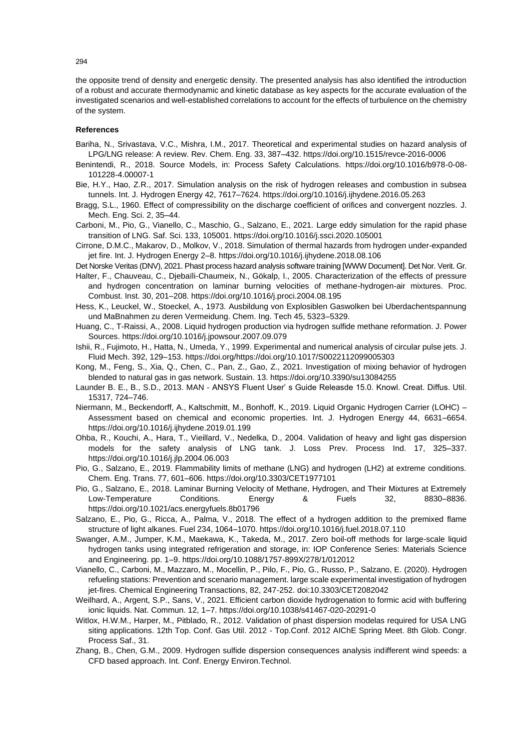the opposite trend of density and energetic density. The presented analysis has also identified the introduction of a robust and accurate thermodynamic and kinetic database as key aspects for the accurate evaluation of the investigated scenarios and well-established correlations to account for the effects of turbulence on the chemistry of the system.

## References

Bariha, N., Srivastava, V.C., Mishra, I.M., 2017. Theoretical and experimental studies on hazard analysis of LPG/LNG release: A review. Rev. Chem. Eng. 33, 387–432. https://doi.org/10.1515/revce-2016-0006

Benintendi, R., 2018. Source Models, in: Process Safety Calculations. https://doi.org/10.1016/b978-0-08-101228-4.00007-1

Bie, H.Y., Hao, Z.R., 2017. Simulation analysis on the risk of hydrogen releases and combustion in subsea tunnels. Int. J. Hydrogen Energy 42, 7617–7624. https://doi.org/10.1016/j.ijhydene.2016.05.263

Bragg, S.L., 1960. Effect of compressibility on the discharge coefficient of orifices and convergent nozzles. J. Mech. Eng. Sci. 2, 35–44.

Carboni, M., Pio, G., Vianello, C., Maschio, G., Salzano, E., 2021. Large eddy simulation for the rapid phase transition of LNG. Saf. Sci. 133, 105001. https://doi.org/10.1016/j.ssci.2020.105001

Cirrone, D.M.C., Makarov, D., Molkov, V., 2018. Simulation of thermal hazards from hydrogen under-expanded jet fire. Int. J. Hydrogen Energy 2–8. https://doi.org/10.1016/j.ijhydene.2018.08.106

Det Norske Veritas (DNV), 2021. Phast process hazard analysis software training [WWW Document]. Det Nor. Verit. Gr.

Halter, F., Chauveau, C., Djebaïli-Chaumeix, N., Gökalp, I., 2005. Characterization of the effects of pressure and hydrogen concentration on laminar burning velocities of methane-hydrogen-air mixtures. Proc. Combust. Inst. 30, 201–208. https://doi.org/10.1016/j.proci.2004.08.195

Hess, K., Leuckel, W., Stoeckel, A., 1973. Ausbildung von Explosiblen Gaswolken bei Uberdachentspannung und MaBnahmen zu deren Vermeidung. Chem. Ing. Tech 45, 5323–5329.

Huang, C., T-Raissi, A., 2008. Liquid hydrogen production via hydrogen sulfide methane reformation. J. Power Sources. https://doi.org/10.1016/j.jpowsour.2007.09.079

Ishii, R., Fujimoto, H., Hatta, N., Umeda, Y., 1999. Experimental and numerical analysis of circular pulse jets. J. Fluid Mech. 392, 129–153. https://doi.org/https://doi.org/10.1017/S0022112099005303

Kong, M., Feng, S., Xia, Q., Chen, C., Pan, Z., Gao, Z., 2021. Investigation of mixing behavior of hydrogen blended to natural gas in gas network. Sustain. 13. https://doi.org/10.3390/su13084255

Launder B. E., B., S.D., 2013. MAN - ANSYS Fluent User' s Guide Releasde 15.0. Knowl. Creat. Diffus. Util. 15317, 724–746.

Niermann, M., Beckendorff, A., Kaltschmitt, M., Bonhoff, K., 2019. Liquid Organic Hydrogen Carrier (LOHC) – Assessment based on chemical and economic properties. Int. J. Hydrogen Energy 44, 6631–6654. https://doi.org/10.1016/j.ijhydene.2019.01.199

Ohba, R., Kouchi, A., Hara, T., Vieillard, V., Nedelka, D., 2004. Validation of heavy and light gas dispersion models for the safety analysis of LNG tank. J. Loss Prev. Process Ind. 17, 325–337. https://doi.org/10.1016/j.jlp.2004.06.003

Pio, G., Salzano, E., 2019. Flammability limits of methane (LNG) and hydrogen (LH2) at extreme conditions. Chem. Eng. Trans. 77, 601–606. https://doi.org/10.3303/CET1977101

Pio, G., Salzano, E., 2018. Laminar Burning Velocity of Methane, Hydrogen, and Their Mixtures at Extremely Low-Temperature Conditions. Energy & Fuels 32, 8830–8836. https://doi.org/10.1021/acs.energyfuels.8b01796

Salzano, E., Pio, G., Ricca, A., Palma, V., 2018. The effect of a hydrogen addition to the premixed flame structure of light alkanes. Fuel 234, 1064–1070. https://doi.org/10.1016/j.fuel.2018.07.110

Swanger, A.M., Jumper, K.M., Maekawa, K., Takeda, M., 2017. Zero boil-off methods for large-scale liquid hydrogen tanks using integrated refrigeration and storage, in: IOP Conference Series: Materials Science and Engineering. pp. 1–9. https://doi.org/10.1088/1757-899X/278/1/012012

Vianello, C., Carboni, M., Mazzaro, M., Mocellin, P., Pilo, F., Pio, G., Russo, P., Salzano, E. (2020). Hydrogen refueling stations: Prevention and scenario management. large scale experimental investigation of hydrogen jet-fires. Chemical Engineering Transactions, 82, 247-252. doi:10.3303/CET2082042

Weilhard, A., Argent, S.P., Sans, V., 2021. Efficient carbon dioxide hydrogenation to formic acid with buffering ionic liquids. Nat. Commun. 12, 1–7. https://doi.org/10.1038/s41467-020-20291-0

Witlox, H.W.M., Harper, M., Pitblado, R., 2012. Validation of phast dispersion modelas required for USA LNG siting applications. 12th Top. Conf. Gas Util. 2012 - Top.Conf. 2012 AIChE Spring Meet. 8th Glob. Congr. Process Saf., 31.

Zhang, B., Chen, G.M., 2009. Hydrogen sulfide dispersion consequences analysis indifferent wind speeds: a CFD based approach. Int. Conf. Energy Environ.Technol.